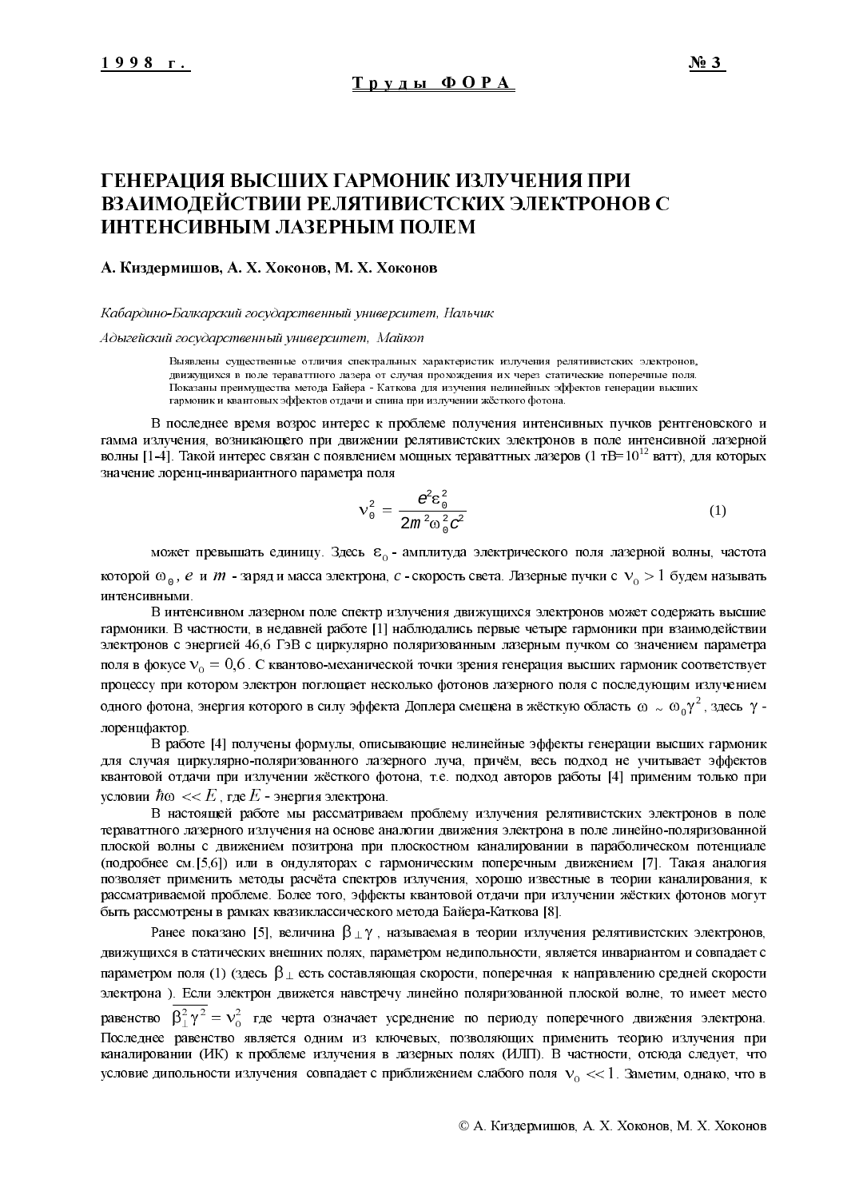# ГЕНЕРАЦИЯ ВЫСШИХ ГАРМОНИК ИЗЛУЧЕНИЯ ПРИ ВЗАИМОДЕЙСТВИИ РЕЛЯТИВИСТСКИХ ЭЛЕКТРОНОВ С ИНТЕНСИВНЫМ ЛАЗЕРНЫМ ПОЛЕМ

**А. Киздермишов, А. Х. Хоконов, М. Х. Хоконов**

*Кабардино-Балкарский государственный университет, Нальчик*

*Адыгейский государственный университет, Майкоп*

Выявлены существенные отличия спектральных характеристик излучения релятивистских электронов, движущихся в поле тераваттного лазера от случая прохождения их через статические поперечные поля. Показаны преимущества метода Байера - Каткова для изучения нелинейных эффектов генерации высших гармоник и квантовых эффектов отдачи и спина при излучении жёсткого фотона.

В последнее время возрос интерес к проблеме получения интенсивных пучков рентгеновского и гамма излучения, возникающего при движении релятивистских электронов в поле интенсивной лазерной волны [1-4]. Такой интерес связан с появлением мощных тераваттных лазеров (1 тВ=$10^{12}$ ватт), для которых значение лоренц-инвариантного параметра поля

$$\nu_0^2 = \frac{e^2\varepsilon_0^2}{2m^2\omega_0^2c^2} \tag{1}$$

может превышать единицу. Здесь $\varepsilon_0$ - амплитуда электрического поля лазерной волны, частота которой $\omega_0$, $e$ и $m$ - заряд и масса электрона, $c$ - скорость света. Лазерные пучки с $\nu_0 > 1$ будем называть интенсивными.

В интенсивном лазерном поле спектр излучения движущихся электронов может содержать высшие гармоники. В частности, в недавней работе [1] наблюдались первые четыре гармоники при взаимодействии электронов с энергией 46,6 ГэВ с циркулярно поляризованным лазерным пучком со значением параметра поля в фокусе $\nu_0 = 0,6$. С квантово-механической точки зрения генерация высших гармоник соответствует процессу при котором электрон поглощает несколько фотонов лазерного поля с последующим излучением одного фотона, энергия которого в силу эффекта Доплера смещена в жёсткую область $\omega \sim \omega_0\gamma^2$, здесь $\gamma$ - лоренцфактор.

В работе [4] получены формулы, описывающие нелинейные эффекты генерации высших гармоник для случая циркулярно-поляризованного лазерного луча, причём, весь подход не учитывает эффектов квантовой отдачи при излучении жёсткого фотона, т.е. подход авторов работы [4] применим только при условии $\hbar\omega << E$, где $E$ - энергия электрона.

В настоящей работе мы рассматриваем проблему излучения релятивистских электронов в поле тераваттного лазерного излучения на основе аналогии движения электрона в поле линейно-поляризованной плоской волны с движением позитрона при плоскостном каналировании в параболическом потенциале (подробнее см.[5,6]) или в ондуляторах с гармоническим поперечным движением [7]. Такая аналогия позволяет применить методы расчёта спектров излучения, хорошо известные в теории каналирования, к рассматриваемой проблеме. Более того, эффекты квантовой отдачи при излучении жёстких фотонов могут быть рассмотрены в рамках квазиклассического метода Байера-Каткова [8].

Ранее показано [5], величина $\beta_\perp\gamma$, называемая в теории излучения релятивистских электронов, движущихся в статических внешних полях, параметром недипольности, является инвариантом и совпадает с параметром поля (1) (здесь $\beta_\perp$ есть составляющая скорости, поперечная к направлению средней скорости электрона ). Если электрон движется навстречу линейно поляризованной плоской волне, то имеет место равенство $\overline{\beta_\perp^2\gamma^2} = \nu_0^2$ где черта означает усреднение по периоду поперечного движения электрона. Последнее равенство является одним из ключевых, позволяющих применить теорию излучения при каналировании (ИК) к проблеме излучения в лазерных полях (ИЛП). В частности, отсюда следует, что условие дипольности излучения совпадает с приближением слабого поля $\nu_0 << 1$. Заметим, однако, что в

© А. Киздермишов, А. Х. Хоконов, М. Х. Хоконов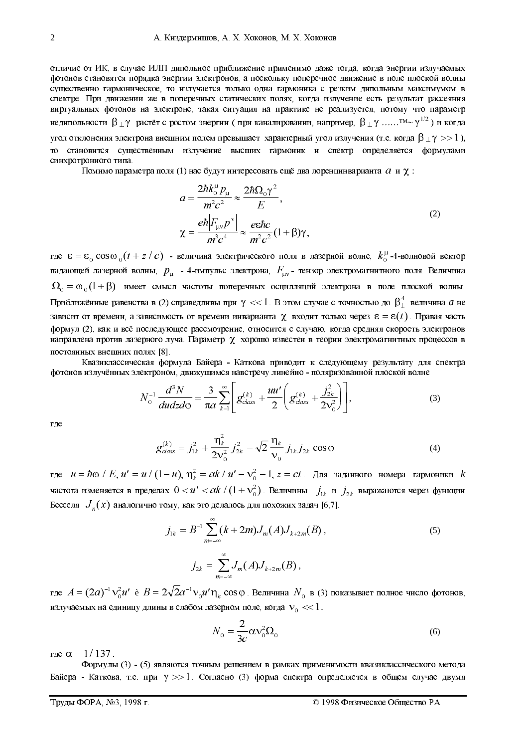отличие от ИК, в случае ИЛП дипольное приближение применимо даже тогда, когда энергии излучаемых фотонов становятся порядка энергии электронов, а поскольку поперечное движение в поле плоской волны существенно гармоническое, то излучается только одна гармоника с резким дипольным максимумом в спектре. При движении же в поперечных статических полях, когда излучение есть результат рассеяния виртуальных фотонов на электроне, такая ситуация на практике не реализуется, потому что параметр недипольности $\beta_\perp \gamma$ растёт с ростом энергии ( при каналировании, например, $\beta_\perp \gamma$ ......™~ $\gamma^{1/2}$ ) и когда угол отклонения электрона внешним полем превышает характерный угол излучения (т.е. когда $\beta_\perp \gamma >> 1$), то становится существенным излучение высших гармоник и спектр определяется формулами синхротронного типа.

Помимо параметра поля (1) нас будут интересовать ещё два лоренцинварианта $a$ и $\chi$ :

$$a = \frac{2\hbar k_0^\mu p_\mu}{m^2 c^2} \approx \frac{2\hbar \Omega_0 \gamma^2}{E},$$

$$\chi = \frac{e\hbar \left| F_{\mu\nu} p^\nu \right|}{m^3 c^4} \approx \frac{e\varepsilon\hbar c}{m^2 c^2}(1+\beta)\gamma, \tag{2}$$

где $\varepsilon = \varepsilon_0 \cos\omega_0 (t + z/c)$ - величина электрического поля в лазерной волне, $k_0^\mu$-4-волновой вектор падающей лазерной волны, $p_\mu$ - 4-импульс электрона, $F_{\mu\nu}$- тензор электромагнитного поля. Величина $\Omega_0 = \omega_0 (1+\beta)$ имеет смысл частоты поперечных осцилляций электрона в поле плоской волны. Приближённые равенства в (2) справедливы при $\gamma << 1$. В этом случае с точностью до $\beta_\perp^4$ величина $a$ не зависит от времени, а зависимость от времени инварианта $\chi$ входит только через $\varepsilon = \varepsilon(t)$. Правая часть формул (2), как и всё последующее рассмотрение, относится с случаю, когда средняя скорость электронов направлена против лазерного луча. Параметр $\chi$ хорошо известен в теории электромагнитных процессов в постоянных внешних полях [8].

Квазиклассическая формула Байера - Каткова приводит к следующему результату для спектра фотонов излучённых электроном, движущимся навстречу линейно - поляризованной плоской волне

$$N_0^{-1} \frac{d^3 N}{du dz d\varphi} = \frac{3}{\pi a} \sum_{k=1}^{\infty} \left[ g_{class}^{(k)} + \frac{uu'}{2} \left( g_{class}^{(k)} + \frac{j_{2k}^2}{2\nu_0^2} \right) \right], \tag{3}$$

где

$$g_{class}^{(k)} = j_{1k}^2 + \frac{\eta_k^2}{2\nu_0^2} j_{2k}^2 - \sqrt{2}\frac{\eta_k}{\nu_0} j_{1k} j_{2k} \cos\varphi \tag{4}$$

где $u = \hbar\omega / E,\ u' = u/(1-u),\ \eta_k^2 = ak/u' - \nu_0^2 - 1,\ z = ct$. Для заданного номера гармоники $k$ частота изменяется в пределах $0 < u' < ak/(1+\nu_0^2)$. Величины $j_{1k}$ и $j_{2k}$ выражаются через функции Бесселя $J_n(x)$ аналогично тому, как это делалось для похожих задач [6,7].

$$j_{1k} = B^{-1} \sum_{m=-\infty}^{\infty} (k+2m) J_m(A) J_{k+2m}(B), \tag{5}$$

$$j_{2k} = \sum_{m=-\infty}^{\infty} J_m(A) J_{k+2m}(B),$$

где $A = (2a)^{-1} \nu_0^2 u'$ è $B = 2\sqrt{2} a^{-1} \nu_0 u' \eta_k \cos\varphi$. Величина $N_0$ в (3) показывает полное число фотонов, излучаемых на единицу длины в слабом лазерном поле, когда $\nu_0 << 1$.

$$N_0 = \frac{2}{3c} \alpha \nu_0^2 \Omega_0 \tag{6}$$

где $\alpha = 1/137$.

Формулы (3) - (5) являются точным решением в рамках применимости квазиклассического метода Байера - Каткова, т.е. при $\gamma >> 1$. Согласно (3) форма спектра определяется в общем случае двумя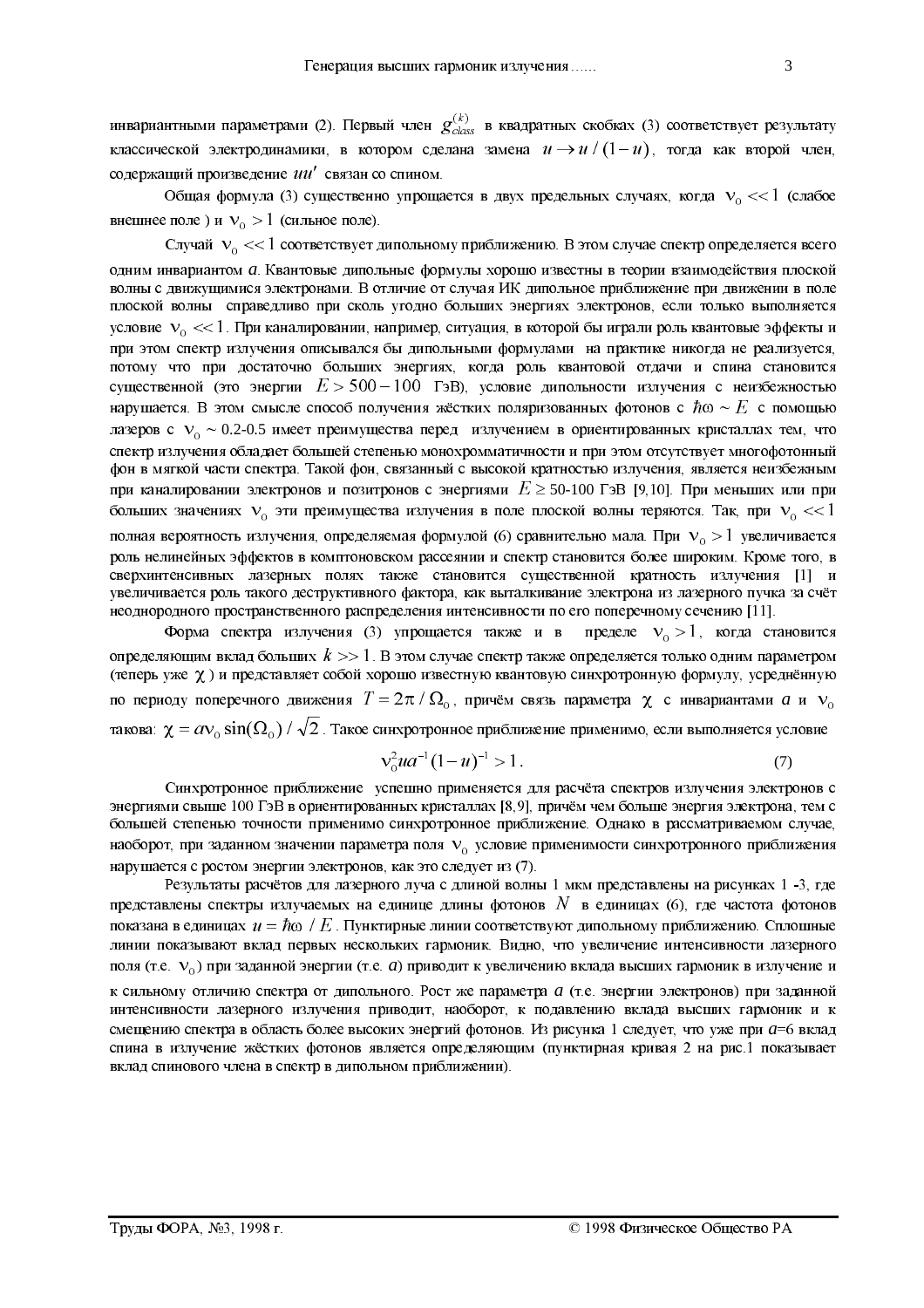инвариантными параметрами (2). Первый член $g^{(k)}_{class}$ в квадратных скобках (3) соответствует результату классической электродинамики, в котором сделана замена $u \to u/(1-u)$, тогда как второй член, содержащий произведение $uu'$ связан со спином.

Общая формула (3) существенно упрощается в двух предельных случаях, когда $\nu_0 << 1$ (слабое внешнее поле ) и $\nu_0 > 1$ (сильное поле).

Случай $\nu_0 << 1$ соответствует дипольному приближению. В этом случае спектр определяется всего одним инвариантом $a$. Квантовые дипольные формулы хорошо известны в теории взаимодействия плоской волны с движущимися электронами. В отличие от случая ИК дипольное приближение при движении в поле плоской волны справедливо при сколь угодно больших энергиях электронов, если только выполняется условие $\nu_0 << 1$. При каналировании, например, ситуация, в которой бы играли роль квантовые эффекты и при этом спектр излучения описывался бы дипольными формулами на практике никогда не реализуется, потому что при достаточно больших энергиях, когда роль квантовой отдачи и спина становится существенной (это энергии $E > 500-100$ ГэВ), условие дипольности излучения с неизбежностью нарушается. В этом смысле способ получения жёстких поляризованных фотонов с $\hbar\omega \sim E$ с помощью лазеров с $\nu_0 \sim 0.2$-$0.5$ имеет преимущества перед излучением в ориентированных кристаллах тем, что спектр излучения обладает большей степенью монохромматичности и при этом отсутствует многофотонный фон в мягкой части спектра. Такой фон, связанный с высокой кратностью излучения, является неизбежным при каналировании электронов и позитронов с энергиями $E \geq 50$-$100$ ГэВ [9,10]. При меньших или при больших значениях $\nu_0$ эти преимущества излучения в поле плоской волны теряются. Так, при $\nu_0 << 1$ полная вероятность излучения, определяемая формулой (6) сравнительно мала. При $\nu_0 > 1$ увеличивается роль нелинейных эффектов в комптоновском рассеянии и спектр становится более широким. Кроме того, в сверхинтенсивных лазерных полях также становится существенной кратность излучения [1] и увеличивается роль такого деструктивного фактора, как выталкивание электрона из лазерного пучка за счёт неоднородного пространственного распределения интенсивности по его поперечному сечению [11].

Форма спектра излучения (3) упрощается также и в пределе $\nu_0 > 1$, когда становится определяющим вклад больших $k >> 1$. В этом случае спектр также определяется только одним параметром (теперь уже $\chi$) и представляет собой хорошо известную квантовую синхротронную формулу, усреднённую по периоду поперечного движения $T = 2\pi/\Omega_0$, причём связь параметра $\chi$ с инвариантами $a$ и $\nu_0$ такова: $\chi = a\nu_0 \sin(\Omega_0)/\sqrt{2}$. Такое синхротронное приближение применимо, если выполняется условие

$$\nu_0^2 u a^{-1}(1-u)^{-1} > 1. \tag{7}$$

Синхротронное приближение успешно применяется для расчёта спектров излучения электронов с энергиями свыше 100 ГэВ в ориентированных кристаллах [8,9], причём чем больше энергия электрона, тем с большей степенью точности применимо синхротронное приближение. Однако в рассматриваемом случае, наоборот, при заданном значении параметра поля $\nu_0$ условие применимости синхротронного приближения нарушается с ростом энергии электронов, как это следует из (7).

Результаты расчётов для лазерного луча с длиной волны 1 мкм представлены на рисунках 1 -3, где представлены спектры излучаемых на единице длины фотонов $N$ в единицах (6), где частота фотонов показана в единицах $u = \hbar\omega/E$. Пунктирные линии соответствуют дипольному приближению. Сплошные линии показывают вклад первых нескольких гармоник. Видно, что увеличение интенсивности лазерного поля (т.е. $\nu_0$) при заданной энергии (т.е. $a$) приводит к увеличению вклада высших гармоник в излучение и к сильному отличию спектра от дипольного. Рост же параметра $a$ (т.е. энергии электронов) при заданной интенсивности лазерного излучения приводит, наоборот, к подавлению вклада высших гармоник и к смещению спектра в область более высоких энергий фотонов. Из рисунка 1 следует, что уже при $a$=6 вклад спина в излучение жёстких фотонов является определяющим (пунктирная кривая 2 на рис.1 показывает вклад спинового члена в спектр в дипольном приближении).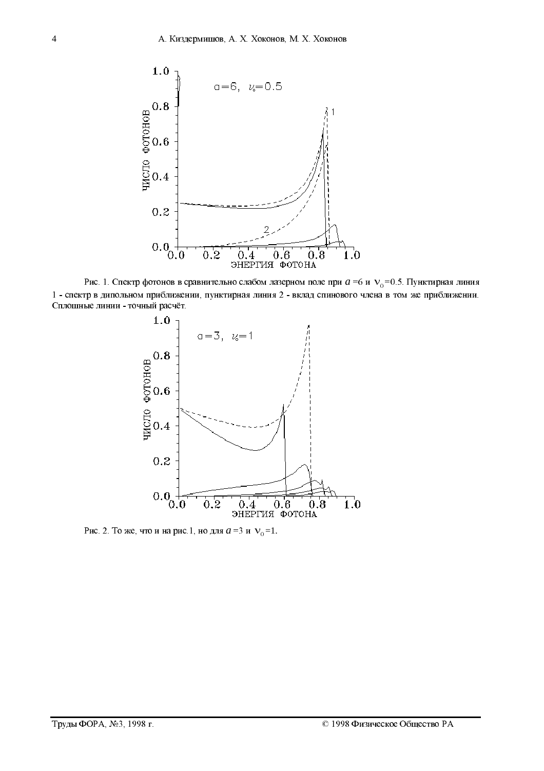Рис. 1. Спектр фотонов в сравнительно слабом лазерном поле при $a$ =6 и $\nu_0$=0.5. Пунктирная линия 1 - спектр в дипольном приближении, пунктирная линия 2 - вклад спинового члена в том же приближении. Сплошные линии - точный расчёт.

Рис. 2. То же, что и на рис.1, но для $a$ =3 и $\nu_0$=1.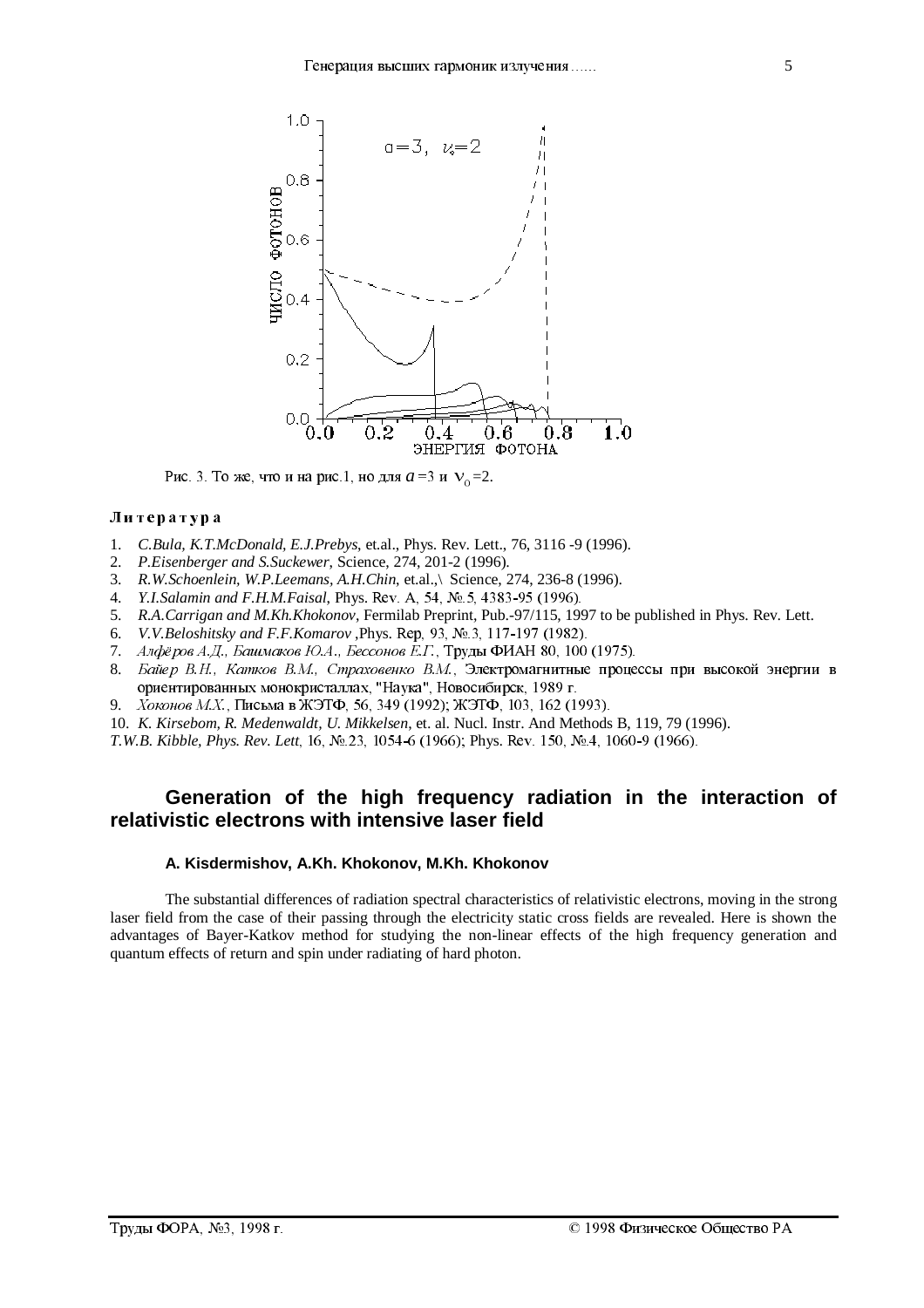a=3, ν=2

1.0

0.8

0.6

0.4

0.2

0.0

ЧИСЛО ФОТОНОВ

0.0 0.2 0.4 0.6 0.8 1.0

ЭНЕРГИЯ ФОТОНА

Рис. 3. То же, что и на рис.1, но для $a$ =3 и $\nu_0$ =2.

**Литература**

1. *C.Bula, K.T.McDonald, E.J.Prebys*, et.al., Phys. Rev. Lett., 76, 3116 -9 (1996).
2. *P.Eisenberger and S.Suckewer*, Science, 274, 201-2 (1996).
3. *R.W.Schoenlein, W.P.Leemans, A.H.Chin*, et.al.,\ Science, 274, 236-8 (1996).
4. *Y.I.Salamin and F.H.M.Faisal*, Phys. Rev. A, 54, №.5, 4383-95 (1996).
5. *R.A.Carrigan and M.Kh.Khokonov*, Fermilab Preprint, Pub.-97/115, 1997 to be published in Phys. Rev. Lett.
6. *V.V.Beloshitsky and F.F.Komarov* ,Phys. Rep, 93, №.3, 117-197 (1982).
7. *Алфёров А.Д., Башмаков Ю.А., Бессонов Е.Г.*, Труды ФИАН 80, 100 (1975).
8. *Байер В.Н., Катков В.М., Страховенко В.М.*, Электромагнитные процессы при высокой энергии в ориентированных монокристаллах, "Наука", Новосибирск, 1989 г.
9. *Хоконов М.Х.*, Письма в ЖЭТФ, 56, 349 (1992); ЖЭТФ, 103, 162 (1993).
10. *K. Kirsebom, R. Medenwaldt, U. Mikkelsen*, et. al. Nucl. Instr. And Methods B, 119, 79 (1996).

*T.W.B. Kibble, Phys. Rev. Lett*, 16, №.23, 1054-6 (1966); Phys. Rev. 150, №.4, 1060-9 (1966).

## Generation of the high frequency radiation in the interaction of relativistic electrons with intensive laser field

**A. Kisdermishov, A.Kh. Khokonov, M.Kh. Khokonov**

The substantial differences of radiation spectral characteristics of relativistic electrons, moving in the strong laser field from the case of their passing through the electricity static cross fields are revealed. Here is shown the advantages of Bayer-Katkov method for studying the non-linear effects of the high frequency generation and quantum effects of return and spin under radiating of hard photon.